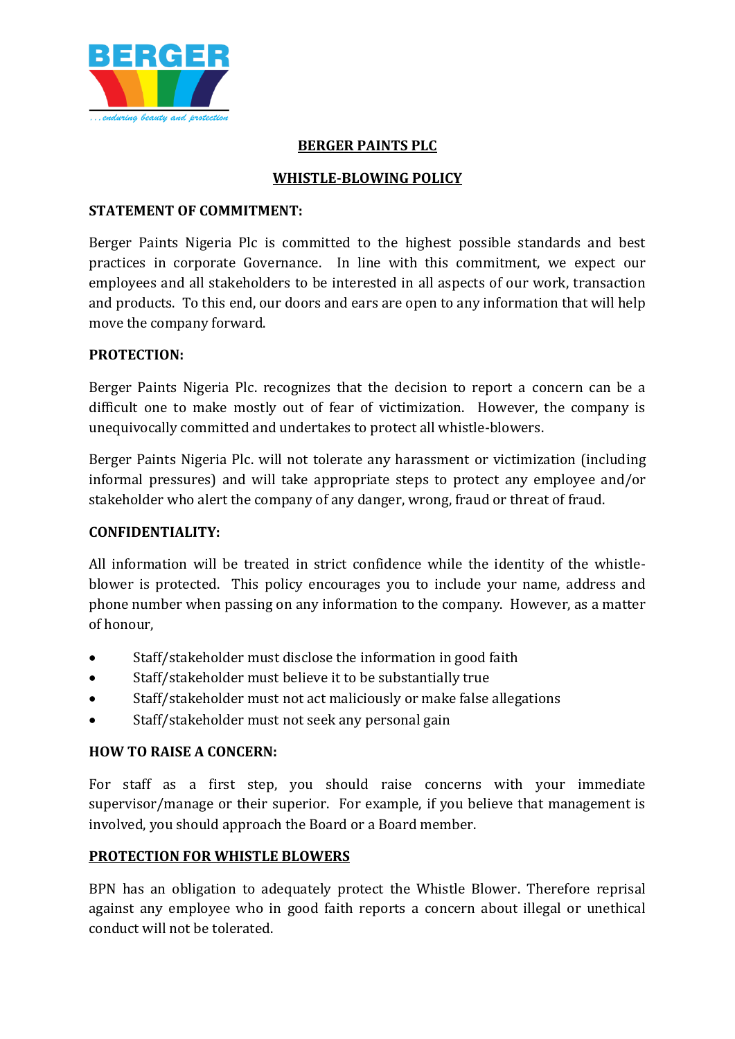# BERGER PAINTS PLC

## WHISTLE-BLOWING POLICY

**STATEMENT OF COMMITMENT:**

Berger Paints Nigeria Plc is committed to the highest possible standards and best practices in corporate Governance. In line with this commitment, we expect our employees and all stakeholders to be interested in all aspects of our work, transaction and products. To this end, our doors and ears are open to any information that will help move the company forward.

**PROTECTION:**

Berger Paints Nigeria Plc. recognizes that the decision to report a concern can be a difficult one to make mostly out of fear of victimization. However, the company is unequivocally committed and undertakes to protect all whistle-blowers.

Berger Paints Nigeria Plc. will not tolerate any harassment or victimization (including informal pressures) and will take appropriate steps to protect any employee and/or stakeholder who alert the company of any danger, wrong, fraud or threat of fraud.

**CONFIDENTIALITY:**

All information will be treated in strict confidence while the identity of the whistle-blower is protected. This policy encourages you to include your name, address and phone number when passing on any information to the company. However, as a matter of honour,

- Staff/stakeholder must disclose the information in good faith
- Staff/stakeholder must believe it to be substantially true
- Staff/stakeholder must not act maliciously or make false allegations
- Staff/stakeholder must not seek any personal gain

**HOW TO RAISE A CONCERN:**

For staff as a first step, you should raise concerns with your immediate supervisor/manage or their superior. For example, if you believe that management is involved, you should approach the Board or a Board member.

**PROTECTION FOR WHISTLE BLOWERS**

BPN has an obligation to adequately protect the Whistle Blower. Therefore reprisal against any employee who in good faith reports a concern about illegal or unethical conduct will not be tolerated.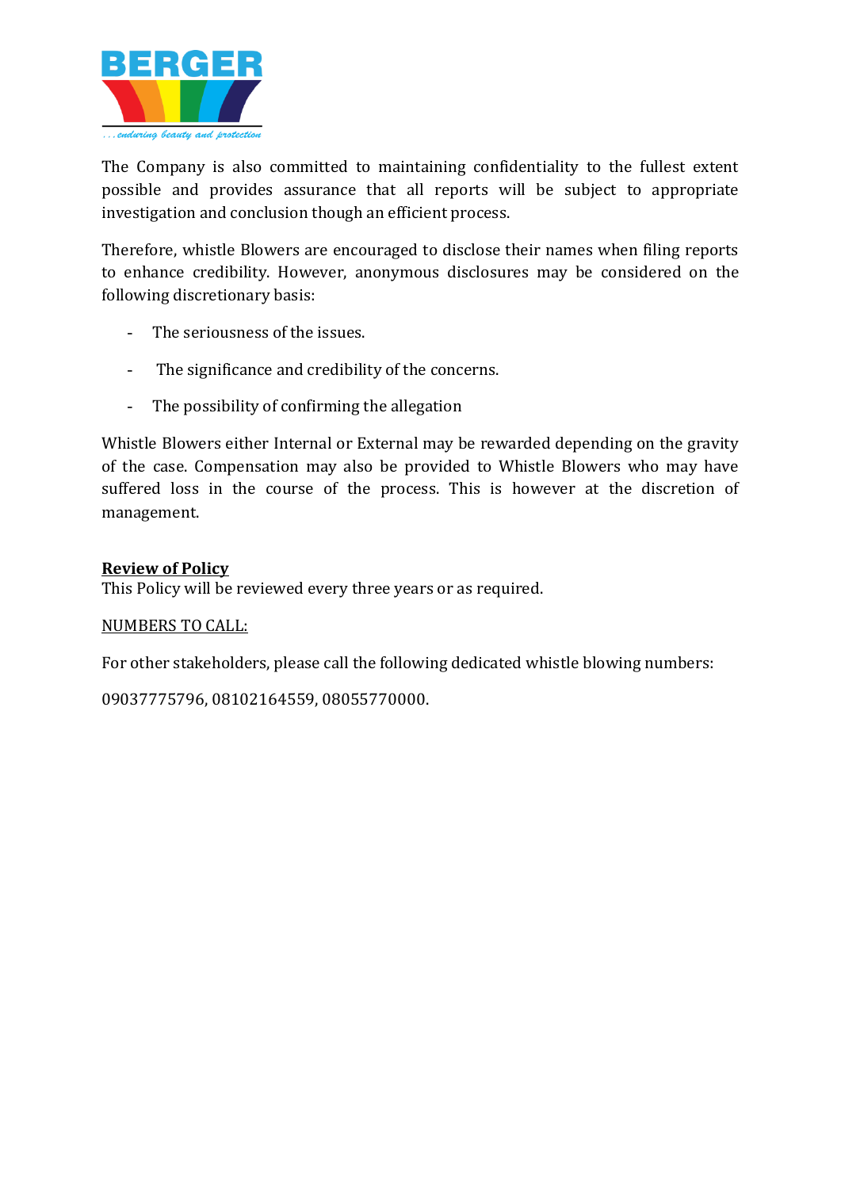The Company is also committed to maintaining confidentiality to the fullest extent possible and provides assurance that all reports will be subject to appropriate investigation and conclusion though an efficient process.

Therefore, whistle Blowers are encouraged to disclose their names when filing reports to enhance credibility. However, anonymous disclosures may be considered on the following discretionary basis:

- The seriousness of the issues.
- The significance and credibility of the concerns.
- The possibility of confirming the allegation

Whistle Blowers either Internal or External may be rewarded depending on the gravity of the case. Compensation may also be provided to Whistle Blowers who may have suffered loss in the course of the process. This is however at the discretion of management.

**Review of Policy**

This Policy will be reviewed every three years or as required.

NUMBERS TO CALL:

For other stakeholders, please call the following dedicated whistle blowing numbers:

09037775796, 08102164559, 08055770000.